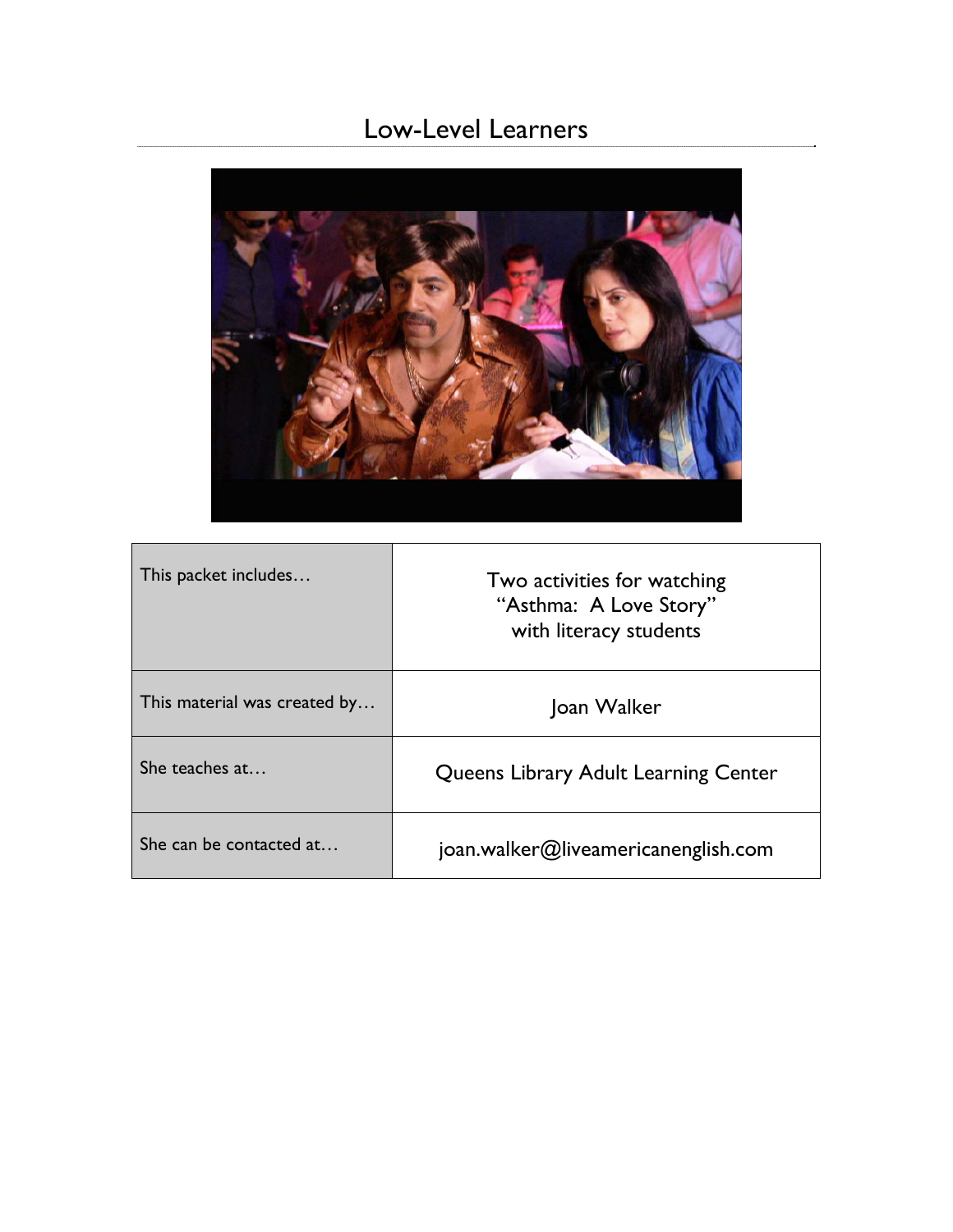# Low-Level Learners

| This packet includes… | Two activities for watching "Asthma: A Love Story" with literacy students |
|---|---|
| This material was created by… | Joan Walker |
| She teaches at… | Queens Library Adult Learning Center |
| She can be contacted at… | joan.walker@liveamericanenglish.com |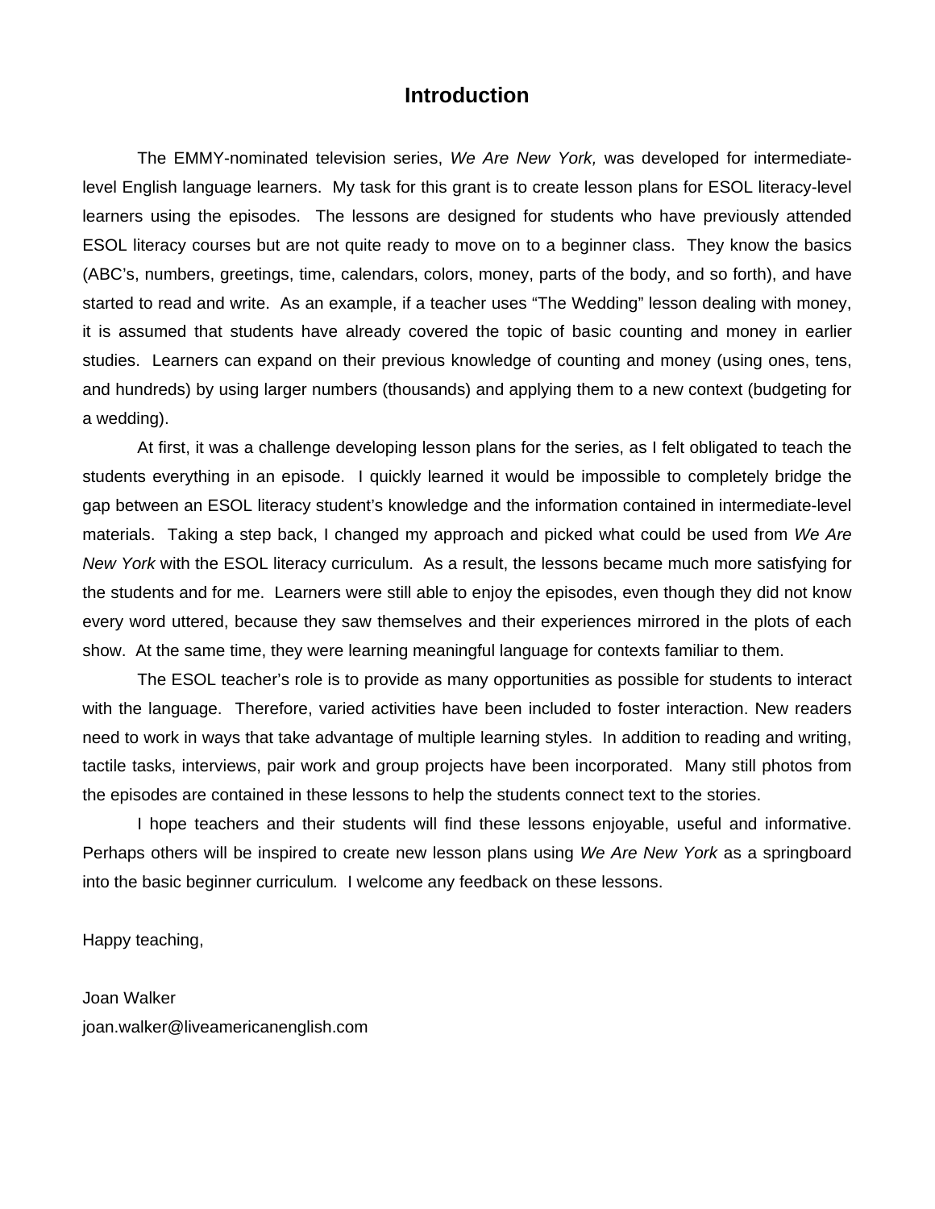# Introduction

The EMMY-nominated television series, *We Are New York,* was developed for intermediate-level English language learners. My task for this grant is to create lesson plans for ESOL literacy-level learners using the episodes. The lessons are designed for students who have previously attended ESOL literacy courses but are not quite ready to move on to a beginner class. They know the basics (ABC's, numbers, greetings, time, calendars, colors, money, parts of the body, and so forth), and have started to read and write. As an example, if a teacher uses "The Wedding" lesson dealing with money, it is assumed that students have already covered the topic of basic counting and money in earlier studies. Learners can expand on their previous knowledge of counting and money (using ones, tens, and hundreds) by using larger numbers (thousands) and applying them to a new context (budgeting for a wedding).

At first, it was a challenge developing lesson plans for the series, as I felt obligated to teach the students everything in an episode. I quickly learned it would be impossible to completely bridge the gap between an ESOL literacy student's knowledge and the information contained in intermediate-level materials. Taking a step back, I changed my approach and picked what could be used from *We Are New York* with the ESOL literacy curriculum. As a result, the lessons became much more satisfying for the students and for me. Learners were still able to enjoy the episodes, even though they did not know every word uttered, because they saw themselves and their experiences mirrored in the plots of each show. At the same time, they were learning meaningful language for contexts familiar to them.

The ESOL teacher's role is to provide as many opportunities as possible for students to interact with the language. Therefore, varied activities have been included to foster interaction. New readers need to work in ways that take advantage of multiple learning styles. In addition to reading and writing, tactile tasks, interviews, pair work and group projects have been incorporated. Many still photos from the episodes are contained in these lessons to help the students connect text to the stories.

I hope teachers and their students will find these lessons enjoyable, useful and informative. Perhaps others will be inspired to create new lesson plans using *We Are New York* as a springboard into the basic beginner curriculum. I welcome any feedback on these lessons.

Happy teaching,

Joan Walker
joan.walker@liveamericanenglish.com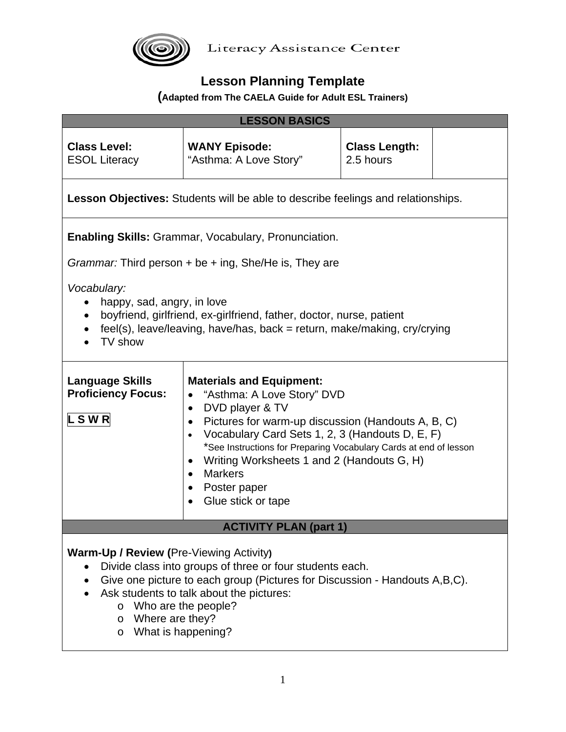Literacy Assistance Center

# Lesson Planning Template

**(Adapted from The CAELA Guide for Adult ESL Trainers)**

## LESSON BASICS

| **Class Level:** ESOL Literacy | **WANY Episode:** "Asthma: A Love Story" | **Class Length:** 2.5 hours | |
|---|---|---|---|

**Lesson Objectives:** Students will be able to describe feelings and relationships.

**Enabling Skills:** Grammar, Vocabulary, Pronunciation.

*Grammar:* Third person + be + ing, She/He is, They are

*Vocabulary:*

- happy, sad, angry, in love
- boyfriend, girlfriend, ex-girlfriend, father, doctor, nurse, patient
- feel(s), leave/leaving, have/has, back = return, make/making, cry/crying
- TV show

**Language Skills Proficiency Focus:**

**L S W R**

**Materials and Equipment:**

- "Asthma: A Love Story" DVD
- DVD player & TV
- Pictures for warm-up discussion (Handouts A, B, C)
- Vocabulary Card Sets 1, 2, 3 (Handouts D, E, F)
  *See Instructions for Preparing Vocabulary Cards at end of lesson
- Writing Worksheets 1 and 2 (Handouts G, H)
- Markers
- Poster paper
- Glue stick or tape

## ACTIVITY PLAN (part 1)

**Warm-Up / Review (**Pre-Viewing Activity**)**

- Divide class into groups of three or four students each.
- Give one picture to each group (Pictures for Discussion - Handouts A,B,C).
- Ask students to talk about the pictures:
  - Who are the people?
  - Where are they?
  - What is happening?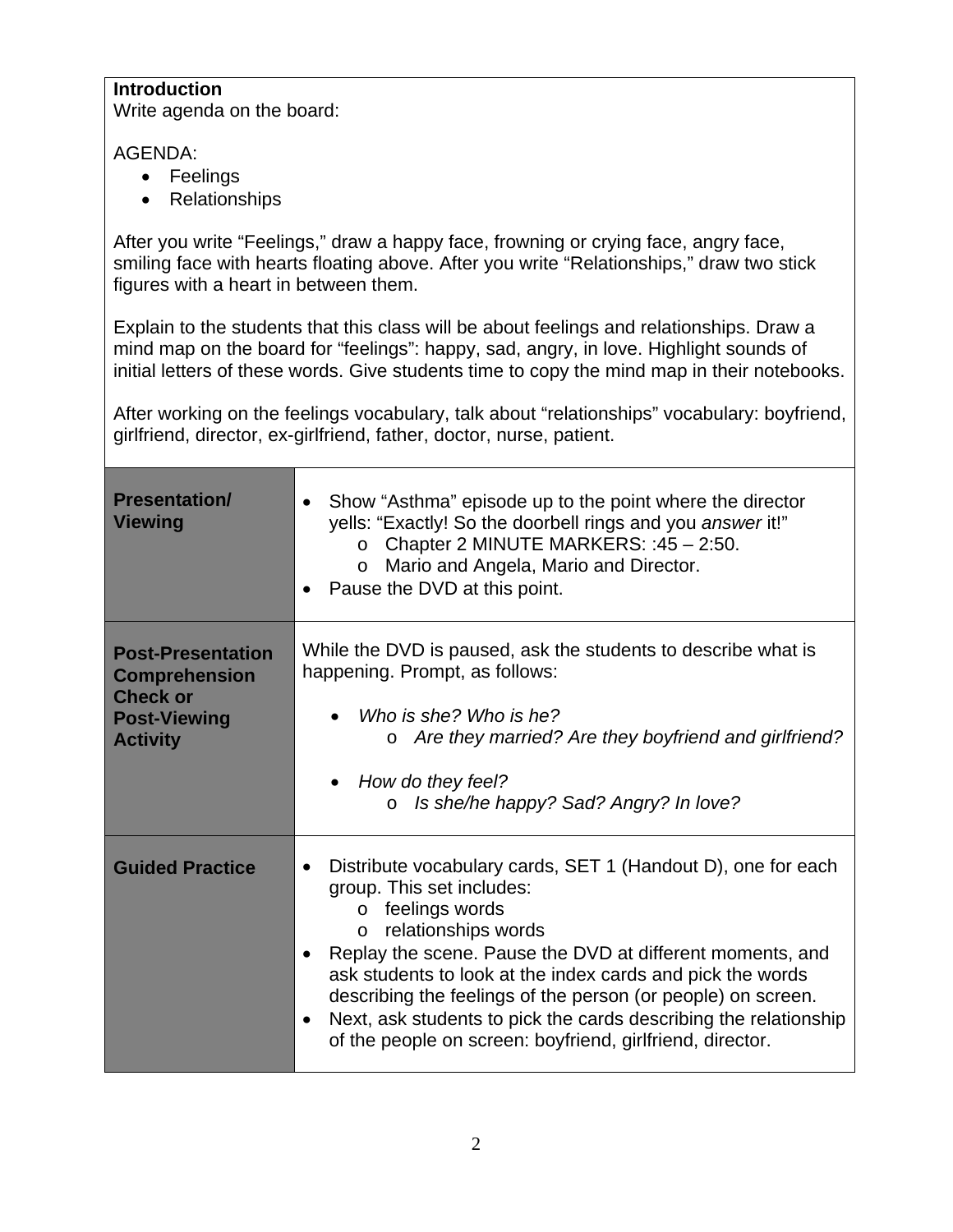**Introduction**
Write agenda on the board:

AGENDA:

- Feelings
- Relationships

After you write "Feelings," draw a happy face, frowning or crying face, angry face, smiling face with hearts floating above. After you write "Relationships," draw two stick figures with a heart in between them.

Explain to the students that this class will be about feelings and relationships. Draw a mind map on the board for "feelings": happy, sad, angry, in love. Highlight sounds of initial letters of these words. Give students time to copy the mind map in their notebooks.

After working on the feelings vocabulary, talk about "relationships" vocabulary: boyfriend, girlfriend, director, ex-girlfriend, father, doctor, nurse, patient.

| | |
|---|---|
| **Presentation/ Viewing** | • Show "Asthma" episode up to the point where the director yells: "Exactly! So the doorbell rings and you *answer* it!"<br>  o Chapter 2 MINUTE MARKERS: :45 – 2:50.<br>  o Mario and Angela, Mario and Director.<br>• Pause the DVD at this point. |
| **Post-Presentation Comprehension Check or Post-Viewing Activity** | While the DVD is paused, ask the students to describe what is happening. Prompt, as follows:<br><br>• *Who is she? Who is he?*<br>  o *Are they married? Are they boyfriend and girlfriend?*<br><br>• *How do they feel?*<br>  o *Is she/he happy? Sad? Angry? In love?* |
| **Guided Practice** | • Distribute vocabulary cards, SET 1 (Handout D), one for each group. This set includes:<br>  o feelings words<br>  o relationships words<br>• Replay the scene. Pause the DVD at different moments, and ask students to look at the index cards and pick the words describing the feelings of the person (or people) on screen.<br>• Next, ask students to pick the cards describing the relationship of the people on screen: boyfriend, girlfriend, director. |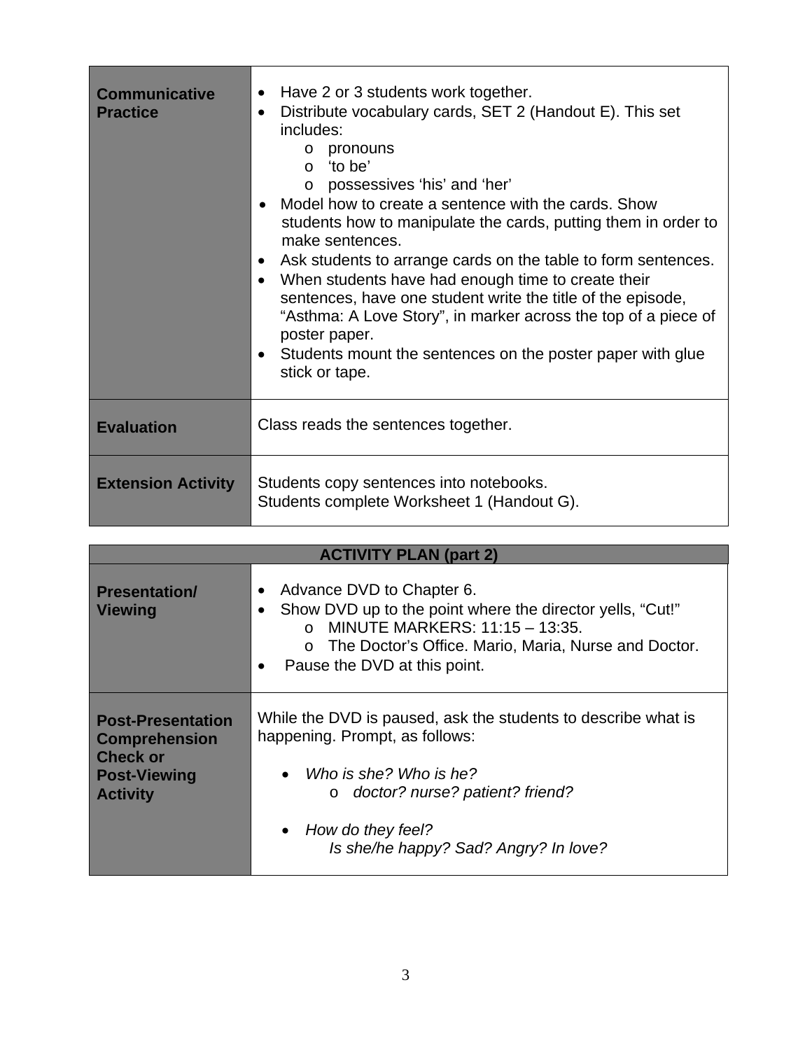| | |
|---|---|
| **Communicative Practice** | • Have 2 or 3 students work together.<br>• Distribute vocabulary cards, SET 2 (Handout E). This set includes:<br>  o pronouns<br>  o 'to be'<br>  o possessives 'his' and 'her'<br>• Model how to create a sentence with the cards. Show students how to manipulate the cards, putting them in order to make sentences.<br>• Ask students to arrange cards on the table to form sentences.<br>• When students have had enough time to create their sentences, have one student write the title of the episode, "Asthma: A Love Story", in marker across the top of a piece of poster paper.<br>• Students mount the sentences on the poster paper with glue stick or tape. |
| **Evaluation** | Class reads the sentences together. |
| **Extension Activity** | Students copy sentences into notebooks.<br>Students complete Worksheet 1 (Handout G). |

| **ACTIVITY PLAN (part 2)** | |
|---|---|
| **Presentation/ Viewing** | • Advance DVD to Chapter 6.<br>• Show DVD up to the point where the director yells, "Cut!"<br>  o MINUTE MARKERS: 11:15 – 13:35.<br>  o The Doctor's Office. Mario, Maria, Nurse and Doctor.<br>• Pause the DVD at this point. |
| **Post-Presentation Comprehension Check or Post-Viewing Activity** | While the DVD is paused, ask the students to describe what is happening. Prompt, as follows:<br><br>• *Who is she? Who is he?*<br>  o *doctor? nurse? patient? friend?*<br><br>• *How do they feel?*<br>  *Is she/he happy? Sad? Angry? In love?* |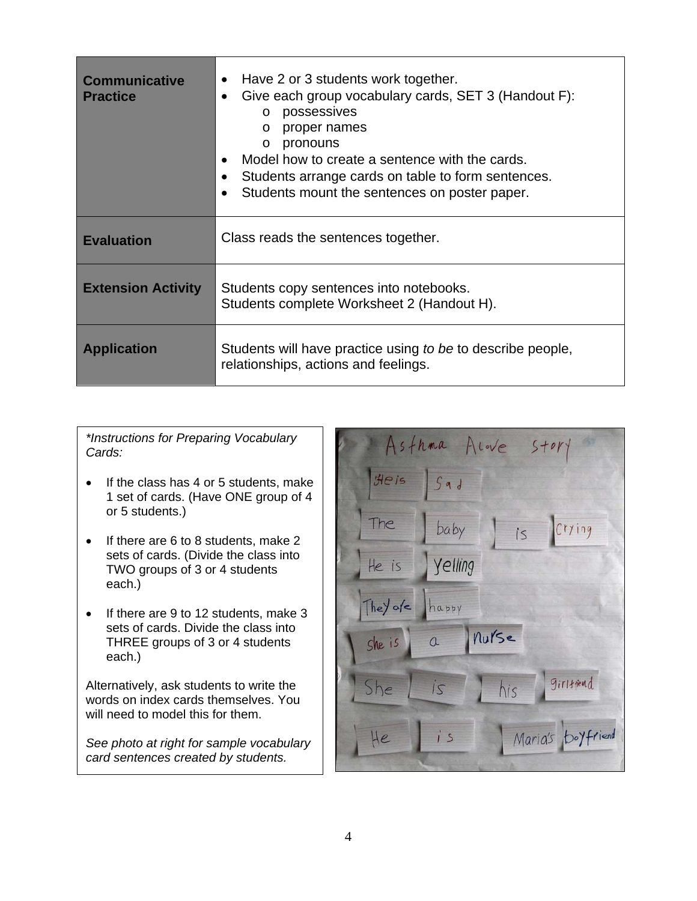| | |
|---|---|
| **Communicative Practice** | • Have 2 or 3 students work together.<br>• Give each group vocabulary cards, SET 3 (Handout F):<br>  o possessives<br>  o proper names<br>  o pronouns<br>• Model how to create a sentence with the cards.<br>• Students arrange cards on table to form sentences.<br>• Students mount the sentences on poster paper. |
| **Evaluation** | Class reads the sentences together. |
| **Extension Activity** | Students copy sentences into notebooks.<br>Students complete Worksheet 2 (Handout H). |
| **Application** | Students will have practice using *to be* to describe people, relationships, actions and feelings. |

*Instructions for Preparing Vocabulary Cards:*

- If the class has 4 or 5 students, make 1 set of cards. (Have ONE group of 4 or 5 students.)
- If there are 6 to 8 students, make 2 sets of cards. (Divide the class into TWO groups of 3 or 4 students each.)
- If there are 9 to 12 students, make 3 sets of cards. Divide the class into THREE groups of 3 or 4 students each.)

Alternatively, ask students to write the words on index cards themselves. You will need to model this for them.

*See photo at right for sample vocabulary card sentences created by students.*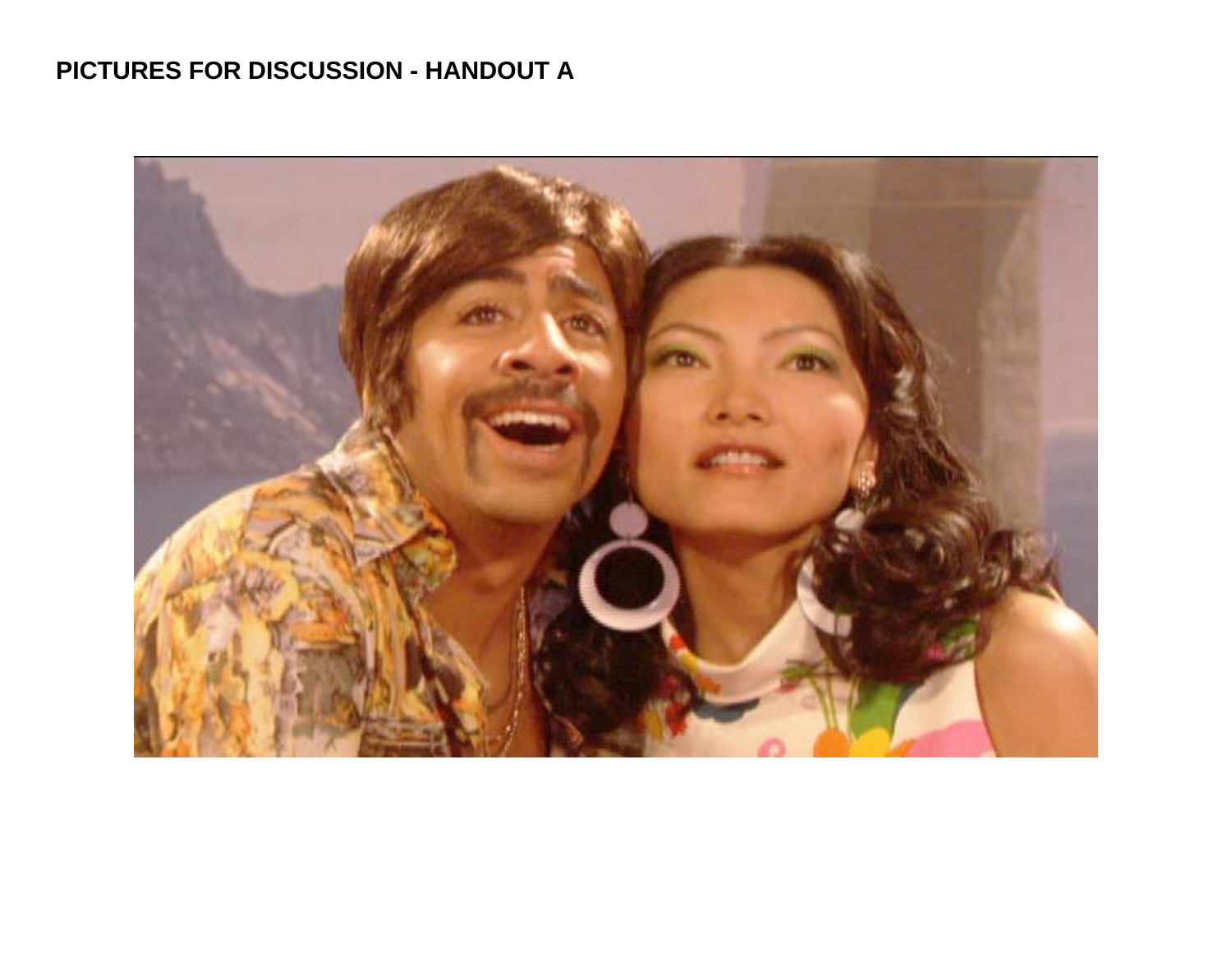**PICTURES FOR DISCUSSION - HANDOUT A**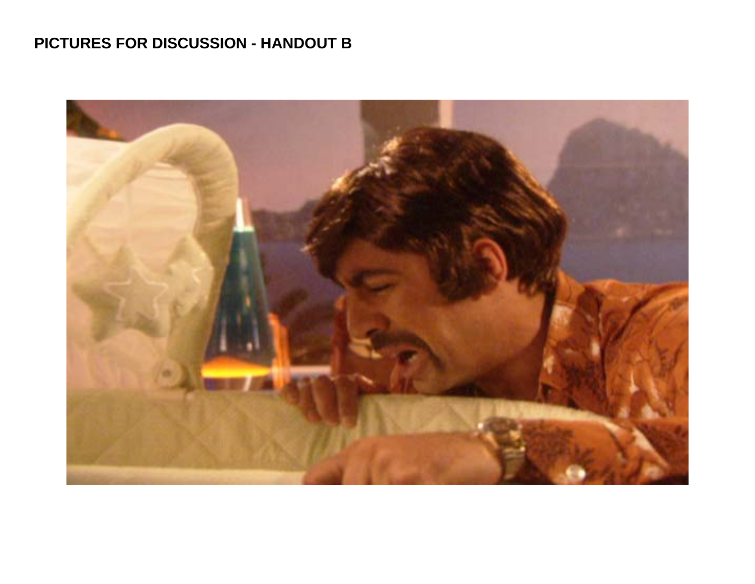**PICTURES FOR DISCUSSION - HANDOUT B**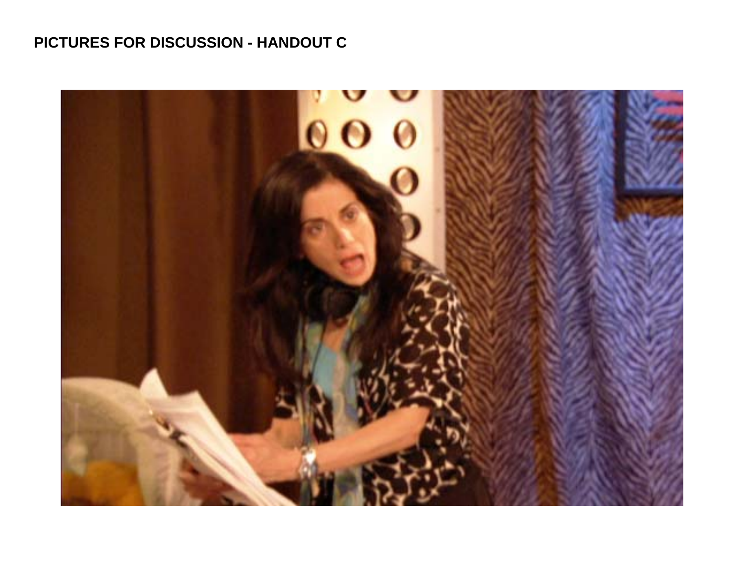**PICTURES FOR DISCUSSION - HANDOUT C**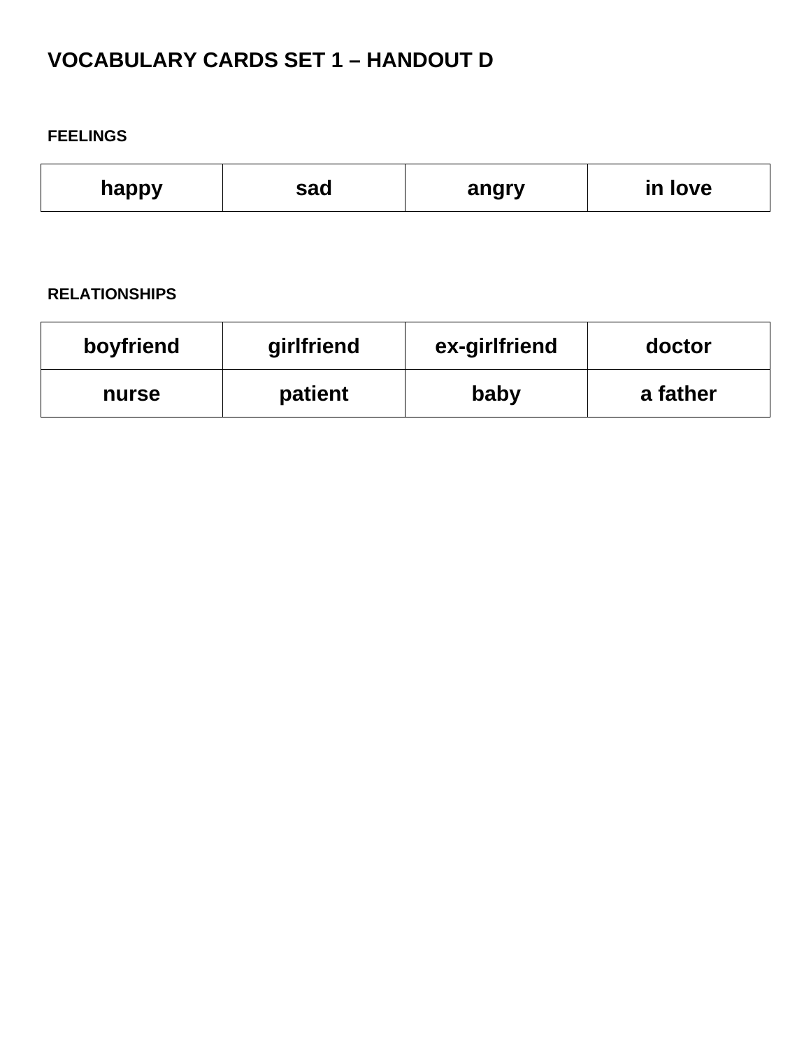# VOCABULARY CARDS SET 1 – HANDOUT D

## FEELINGS

| happy | sad | angry | in love |
|---|---|---|---|

## RELATIONSHIPS

| boyfriend | girlfriend | ex-girlfriend | doctor |
|---|---|---|---|
| nurse | patient | baby | a father |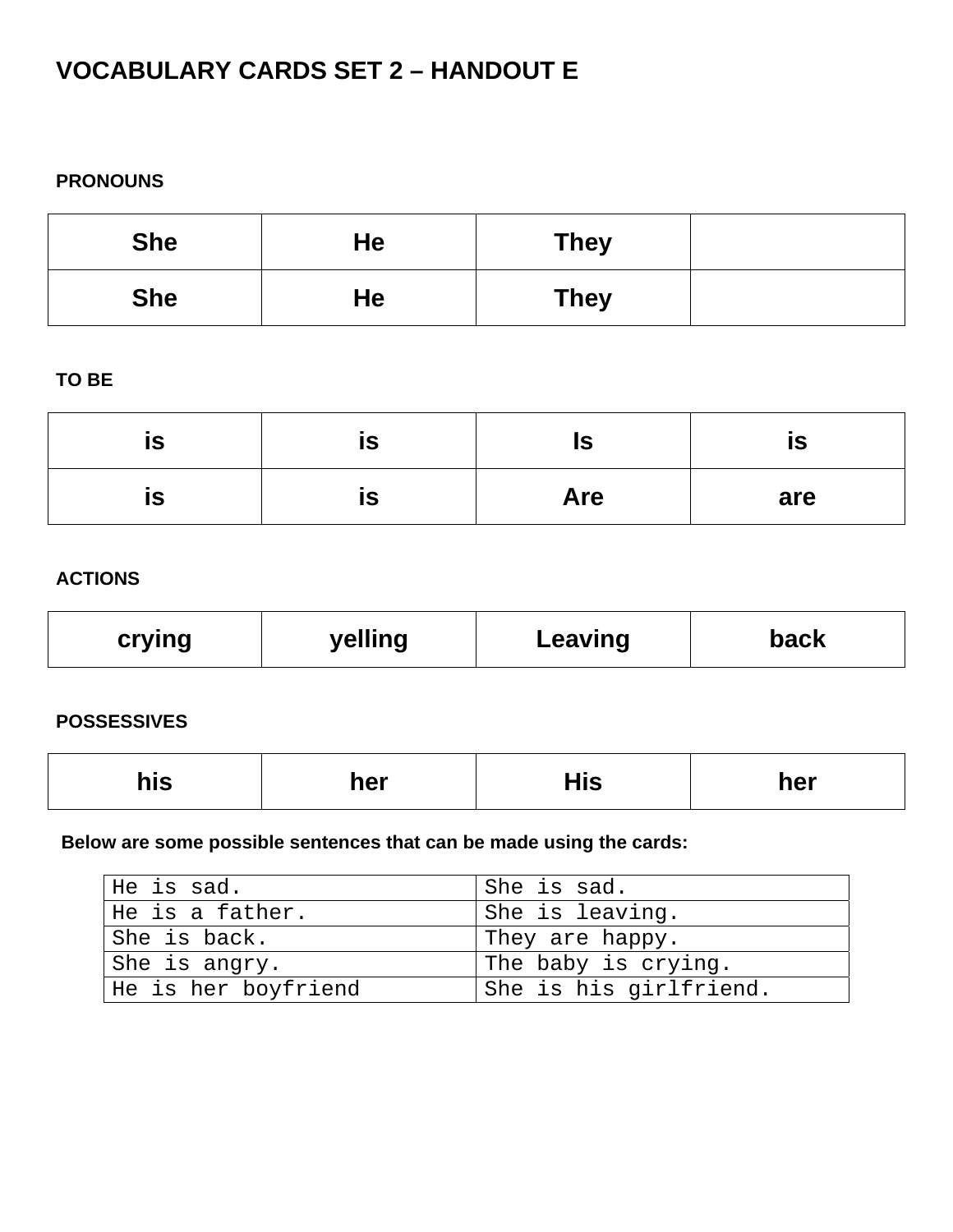# VOCABULARY CARDS SET 2 – HANDOUT E

**PRONOUNS**

| | | | |
|---|---|---|---|
| **She** | **He** | **They** | |
| **She** | **He** | **They** | |

**TO BE**

| | | | |
|---|---|---|---|
| **is** | **is** | **Is** | **is** |
| **is** | **is** | **Are** | **are** |

**ACTIONS**

| | | | |
|---|---|---|---|
| **crying** | **yelling** | **Leaving** | **back** |

**POSSESSIVES**

| | | | |
|---|---|---|---|
| **his** | **her** | **His** | **her** |

**Below are some possible sentences that can be made using the cards:**

| | |
|---|---|
| He is sad. | She is sad. |
| He is a father. | She is leaving. |
| She is back. | They are happy. |
| She is angry. | The baby is crying. |
| He is her boyfriend | She is his girlfriend. |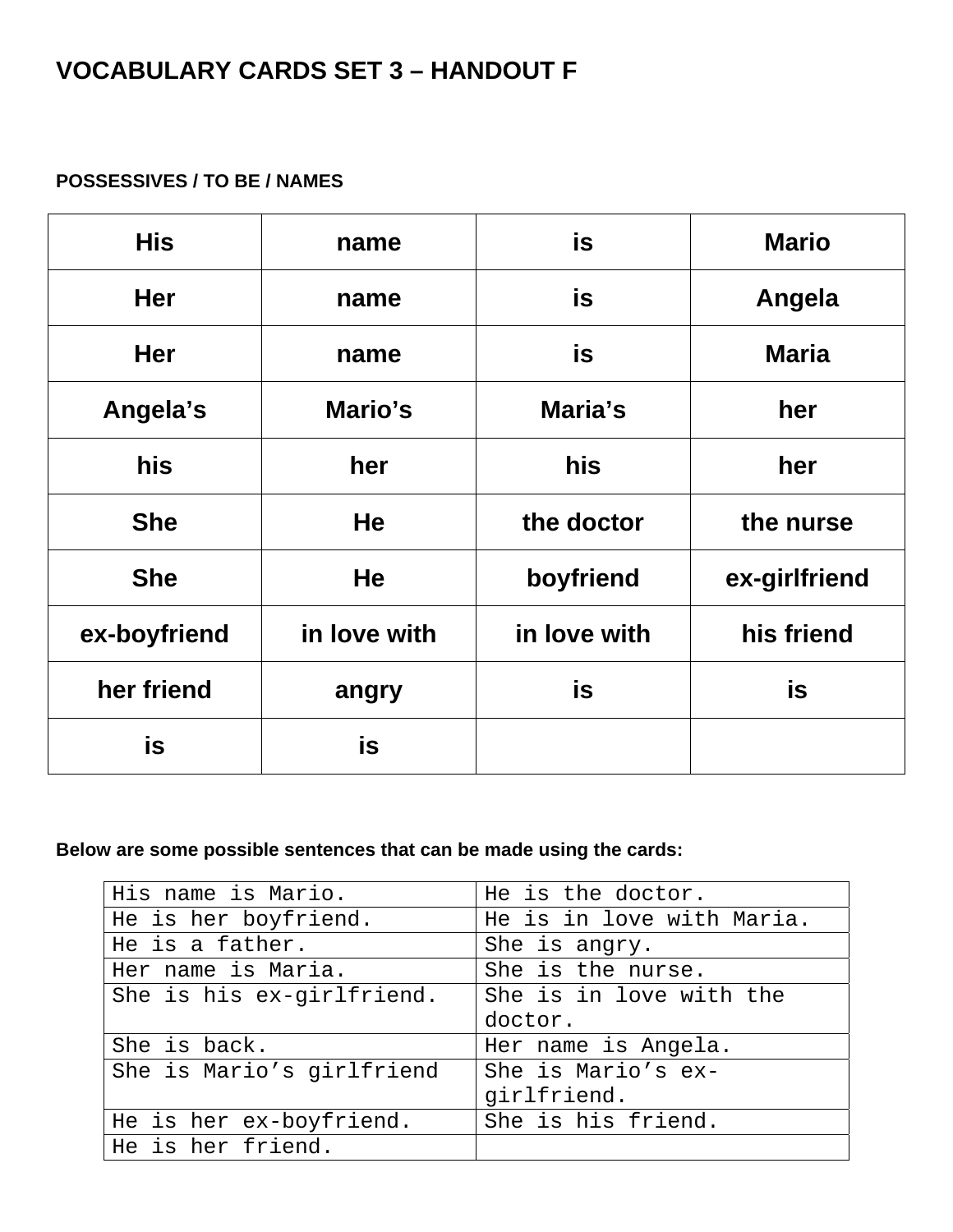# VOCABULARY CARDS SET 3 – HANDOUT F

### POSSESSIVES / TO BE / NAMES

| | | | |
|---|---|---|---|
| **His** | **name** | **is** | **Mario** |
| **Her** | **name** | **is** | **Angela** |
| **Her** | **name** | **is** | **Maria** |
| **Angela's** | **Mario's** | **Maria's** | **her** |
| **his** | **her** | **his** | **her** |
| **She** | **He** | **the doctor** | **the nurse** |
| **She** | **He** | **boyfriend** | **ex-girlfriend** |
| **ex-boyfriend** | **in love with** | **in love with** | **his friend** |
| **her friend** | **angry** | **is** | **is** |
| **is** | **is** | | |

**Below are some possible sentences that can be made using the cards:**

| | |
|---|---|
| His name is Mario. | He is the doctor. |
| He is her boyfriend. | He is in love with Maria. |
| He is a father. | She is angry. |
| Her name is Maria. | She is the nurse. |
| She is his ex-girlfriend. | She is in love with the doctor. |
| She is back. | Her name is Angela. |
| She is Mario's girlfriend | She is Mario's ex-girlfriend. |
| He is her ex-boyfriend. | She is his friend. |
| He is her friend. | |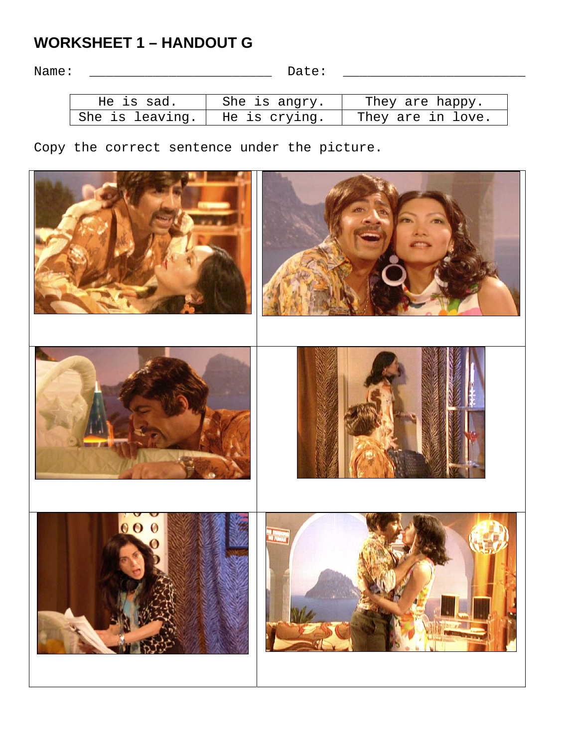# WORKSHEET 1 – HANDOUT G

Name: ________________________ Date: ________________________

| He is sad. | She is angry. | They are happy. |
|---|---|---|
| She is leaving. | He is crying. | They are in love. |

Copy the correct sentence under the picture.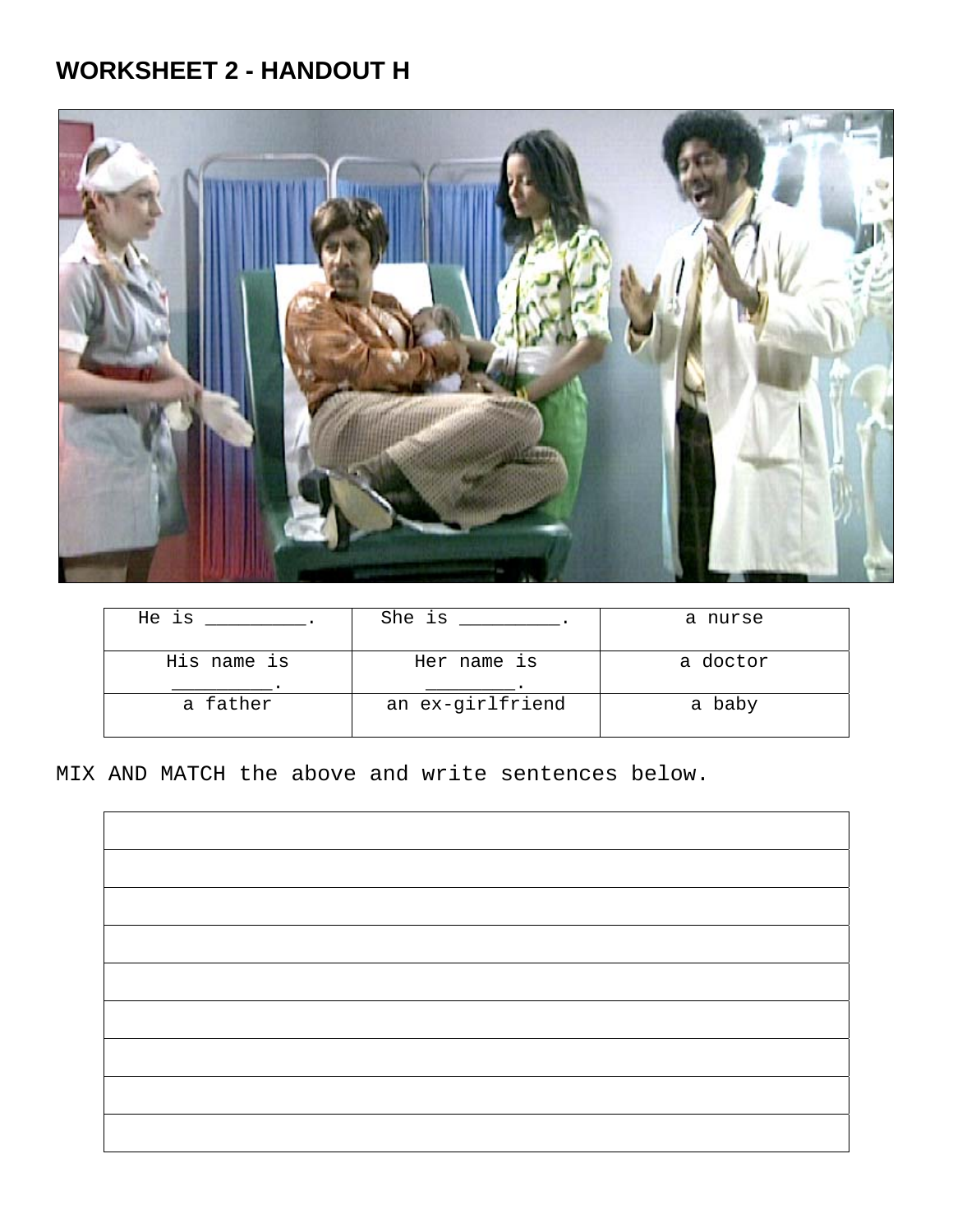# WORKSHEET 2 - HANDOUT H

| | | |
|---|---|---|
| He is _________. | She is _________. | a nurse |
| His name is _________. | Her name is _________. | a doctor |
| a father | an ex-girlfriend | a baby |

MIX AND MATCH the above and write sentences below.

| |
|---|
| |
| |
| |
| |
| |
| |
| |
| |
| |